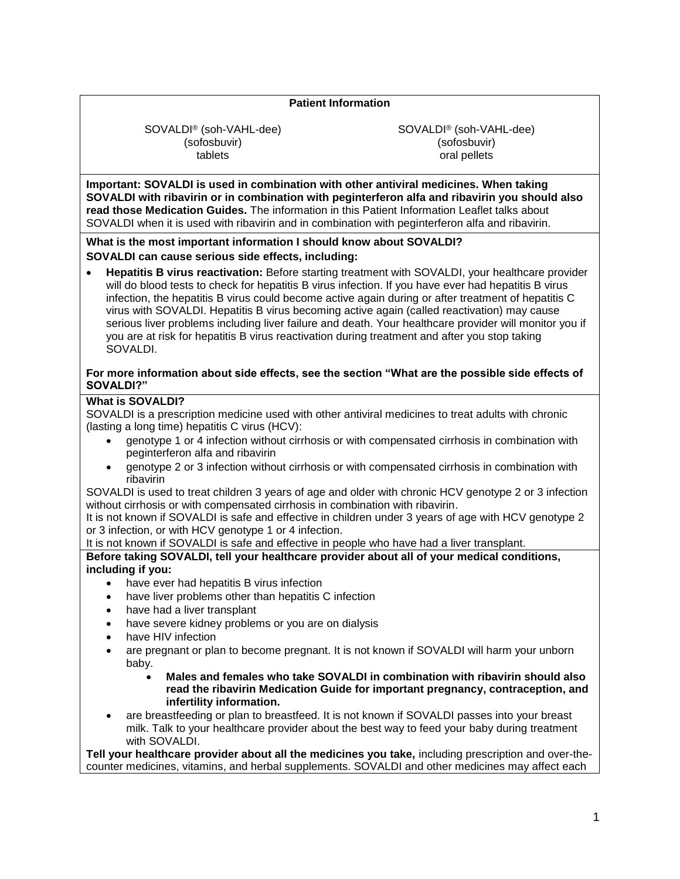## Patient Information

SOVALDI® (soh-VAHL-dee)
(sofosbuvir)
tablets

SOVALDI® (soh-VAHL-dee)
(sofosbuvir)
oral pellets

**Important: SOVALDI is used in combination with other antiviral medicines. When taking SOVALDI with ribavirin or in combination with peginterferon alfa and ribavirin you should also read those Medication Guides.** The information in this Patient Information Leaflet talks about SOVALDI when it is used with ribavirin and in combination with peginterferon alfa and ribavirin.

**What is the most important information I should know about SOVALDI?**

**SOVALDI can cause serious side effects, including:**

- **Hepatitis B virus reactivation:** Before starting treatment with SOVALDI, your healthcare provider will do blood tests to check for hepatitis B virus infection. If you have ever had hepatitis B virus infection, the hepatitis B virus could become active again during or after treatment of hepatitis C virus with SOVALDI. Hepatitis B virus becoming active again (called reactivation) may cause serious liver problems including liver failure and death. Your healthcare provider will monitor you if you are at risk for hepatitis B virus reactivation during treatment and after you stop taking SOVALDI.

**For more information about side effects, see the section "What are the possible side effects of SOVALDI?"**

**What is SOVALDI?**

SOVALDI is a prescription medicine used with other antiviral medicines to treat adults with chronic (lasting a long time) hepatitis C virus (HCV):

- genotype 1 or 4 infection without cirrhosis or with compensated cirrhosis in combination with peginterferon alfa and ribavirin
- genotype 2 or 3 infection without cirrhosis or with compensated cirrhosis in combination with ribavirin

SOVALDI is used to treat children 3 years of age and older with chronic HCV genotype 2 or 3 infection without cirrhosis or with compensated cirrhosis in combination with ribavirin.

It is not known if SOVALDI is safe and effective in children under 3 years of age with HCV genotype 2 or 3 infection, or with HCV genotype 1 or 4 infection.

It is not known if SOVALDI is safe and effective in people who have had a liver transplant.

**Before taking SOVALDI, tell your healthcare provider about all of your medical conditions, including if you:**

- have ever had hepatitis B virus infection
- have liver problems other than hepatitis C infection
- have had a liver transplant
- have severe kidney problems or you are on dialysis
- have HIV infection
- are pregnant or plan to become pregnant. It is not known if SOVALDI will harm your unborn baby.
  - **Males and females who take SOVALDI in combination with ribavirin should also read the ribavirin Medication Guide for important pregnancy, contraception, and infertility information.**
- are breastfeeding or plan to breastfeed. It is not known if SOVALDI passes into your breast milk. Talk to your healthcare provider about the best way to feed your baby during treatment with SOVALDI.

**Tell your healthcare provider about all the medicines you take,** including prescription and over-the-counter medicines, vitamins, and herbal supplements. SOVALDI and other medicines may affect each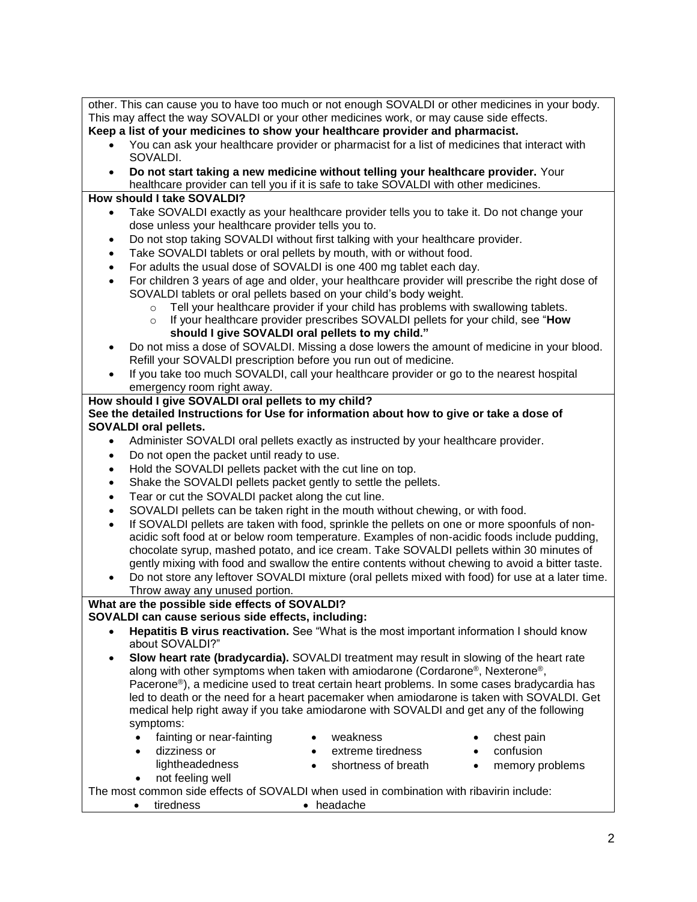other. This can cause you to have too much or not enough SOVALDI or other medicines in your body. This may affect the way SOVALDI or your other medicines work, or may cause side effects.

**Keep a list of your medicines to show your healthcare provider and pharmacist.**

- You can ask your healthcare provider or pharmacist for a list of medicines that interact with SOVALDI.
- **Do not start taking a new medicine without telling your healthcare provider.** Your healthcare provider can tell you if it is safe to take SOVALDI with other medicines.

**How should I take SOVALDI?**

- Take SOVALDI exactly as your healthcare provider tells you to take it. Do not change your dose unless your healthcare provider tells you to.
- Do not stop taking SOVALDI without first talking with your healthcare provider.
- Take SOVALDI tablets or oral pellets by mouth, with or without food.
- For adults the usual dose of SOVALDI is one 400 mg tablet each day.
- For children 3 years of age and older, your healthcare provider will prescribe the right dose of SOVALDI tablets or oral pellets based on your child's body weight.
    - Tell your healthcare provider if your child has problems with swallowing tablets.
    - If your healthcare provider prescribes SOVALDI pellets for your child, see "**How should I give SOVALDI oral pellets to my child.**"
- Do not miss a dose of SOVALDI. Missing a dose lowers the amount of medicine in your blood. Refill your SOVALDI prescription before you run out of medicine.
- If you take too much SOVALDI, call your healthcare provider or go to the nearest hospital emergency room right away.

**How should I give SOVALDI oral pellets to my child?**

**See the detailed Instructions for Use for information about how to give or take a dose of SOVALDI oral pellets.**

- Administer SOVALDI oral pellets exactly as instructed by your healthcare provider.
- Do not open the packet until ready to use.
- Hold the SOVALDI pellets packet with the cut line on top.
- Shake the SOVALDI pellets packet gently to settle the pellets.
- Tear or cut the SOVALDI packet along the cut line.
- SOVALDI pellets can be taken right in the mouth without chewing, or with food.
- If SOVALDI pellets are taken with food, sprinkle the pellets on one or more spoonfuls of non-acidic soft food at or below room temperature. Examples of non-acidic foods include pudding, chocolate syrup, mashed potato, and ice cream. Take SOVALDI pellets within 30 minutes of gently mixing with food and swallow the entire contents without chewing to avoid a bitter taste.
- Do not store any leftover SOVALDI mixture (oral pellets mixed with food) for use at a later time. Throw away any unused portion.

**What are the possible side effects of SOVALDI?**

**SOVALDI can cause serious side effects, including:**

- **Hepatitis B virus reactivation.** See "What is the most important information I should know about SOVALDI?"
- **Slow heart rate (bradycardia).** SOVALDI treatment may result in slowing of the heart rate along with other symptoms when taken with amiodarone (Cordarone®, Nexterone®, Pacerone®), a medicine used to treat certain heart problems. In some cases bradycardia has led to death or the need for a heart pacemaker when amiodarone is taken with SOVALDI. Get medical help right away if you take amiodarone with SOVALDI and get any of the following symptoms:
    - fainting or near-fainting
    - dizziness or lightheadedness
    - not feeling well
    - weakness
    - extreme tiredness
    - shortness of breath
    - chest pain
    - confusion
    - memory problems

The most common side effects of SOVALDI when used in combination with ribavirin include:

- tiredness
- headache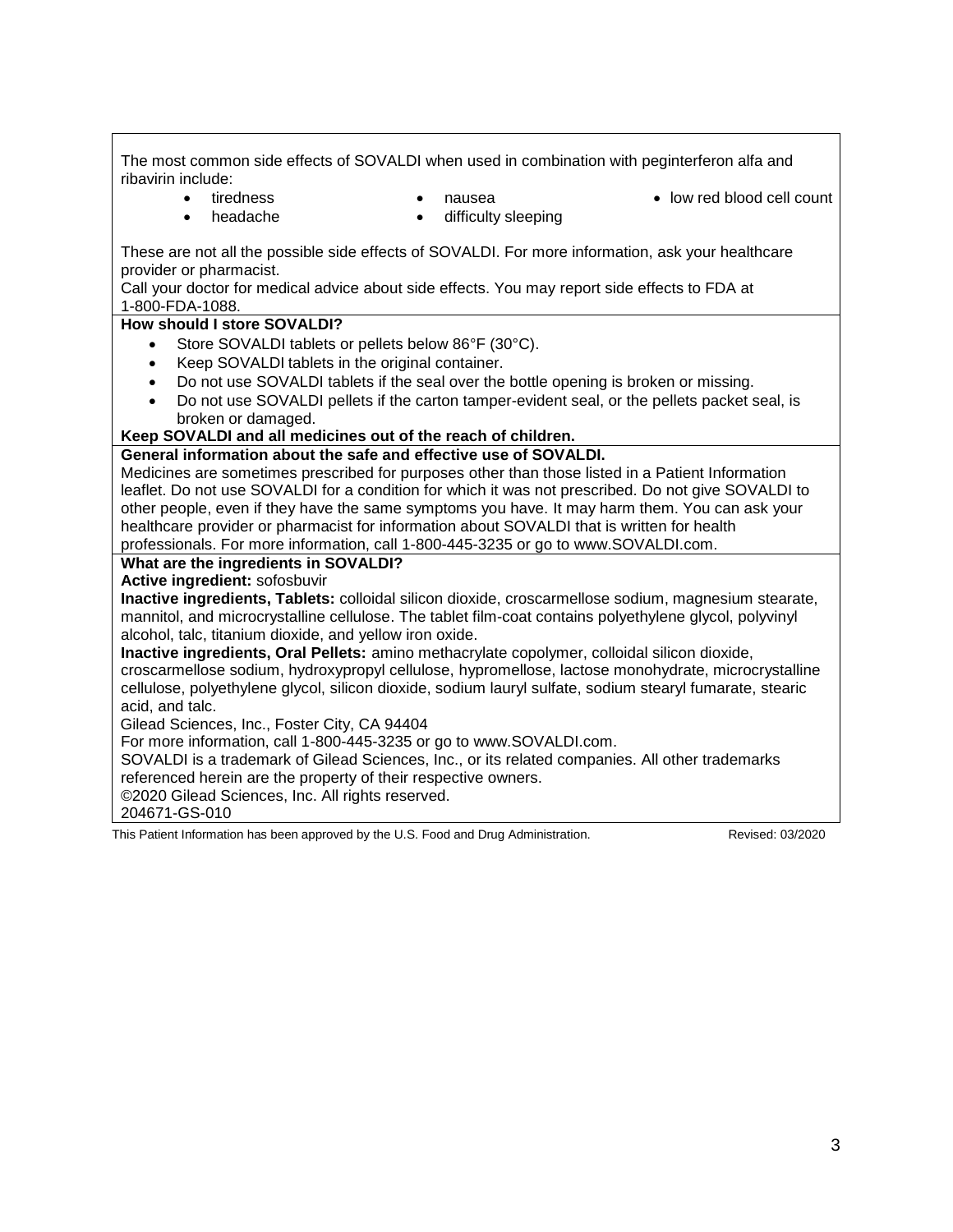The most common side effects of SOVALDI when used in combination with peginterferon alfa and ribavirin include:

- tiredness
- headache
- nausea
- difficulty sleeping
- low red blood cell count

These are not all the possible side effects of SOVALDI. For more information, ask your healthcare provider or pharmacist.

Call your doctor for medical advice about side effects. You may report side effects to FDA at 1-800-FDA-1088.

**How should I store SOVALDI?**

- Store SOVALDI tablets or pellets below 86°F (30°C).
- Keep SOVALDI tablets in the original container.
- Do not use SOVALDI tablets if the seal over the bottle opening is broken or missing.
- Do not use SOVALDI pellets if the carton tamper-evident seal, or the pellets packet seal, is broken or damaged.

**Keep SOVALDI and all medicines out of the reach of children.**

**General information about the safe and effective use of SOVALDI.**

Medicines are sometimes prescribed for purposes other than those listed in a Patient Information leaflet. Do not use SOVALDI for a condition for which it was not prescribed. Do not give SOVALDI to other people, even if they have the same symptoms you have. It may harm them. You can ask your healthcare provider or pharmacist for information about SOVALDI that is written for health professionals. For more information, call 1-800-445-3235 or go to www.SOVALDI.com.

**What are the ingredients in SOVALDI?**

**Active ingredient:** sofosbuvir

**Inactive ingredients, Tablets:** colloidal silicon dioxide, croscarmellose sodium, magnesium stearate, mannitol, and microcrystalline cellulose. The tablet film-coat contains polyethylene glycol, polyvinyl alcohol, talc, titanium dioxide, and yellow iron oxide.

**Inactive ingredients, Oral Pellets:** amino methacrylate copolymer, colloidal silicon dioxide, croscarmellose sodium, hydroxypropyl cellulose, hypromellose, lactose monohydrate, microcrystalline cellulose, polyethylene glycol, silicon dioxide, sodium lauryl sulfate, sodium stearyl fumarate, stearic acid, and talc.

Gilead Sciences, Inc., Foster City, CA 94404

For more information, call 1-800-445-3235 or go to www.SOVALDI.com.

SOVALDI is a trademark of Gilead Sciences, Inc., or its related companies. All other trademarks referenced herein are the property of their respective owners.

©2020 Gilead Sciences, Inc. All rights reserved.

204671-GS-010

This Patient Information has been approved by the U.S. Food and Drug Administration. Revised: 03/2020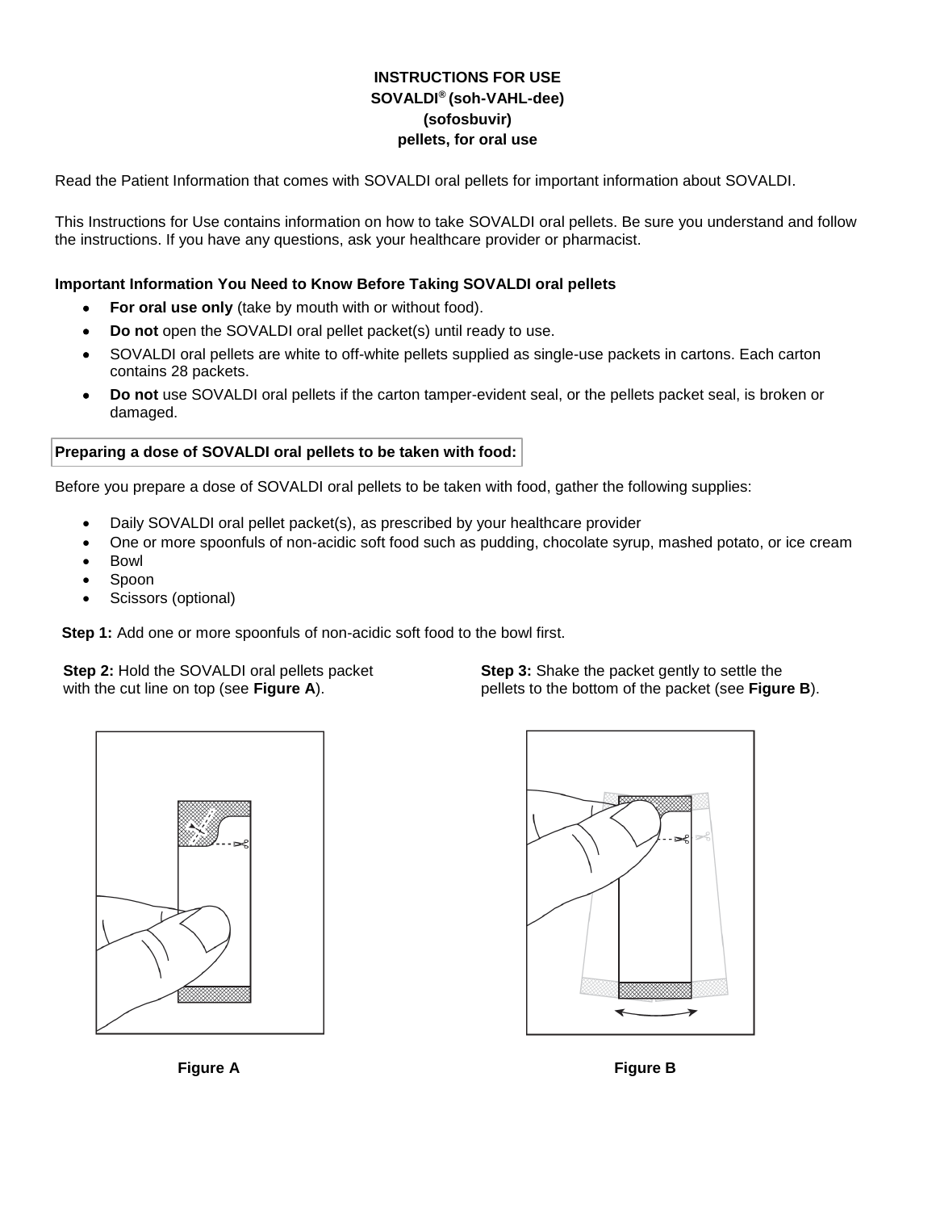**INSTRUCTIONS FOR USE**
**SOVALDI® (soh-VAHL-dee)**
**(sofosbuvir)**
**pellets, for oral use**

Read the Patient Information that comes with SOVALDI oral pellets for important information about SOVALDI.

This Instructions for Use contains information on how to take SOVALDI oral pellets. Be sure you understand and follow the instructions. If you have any questions, ask your healthcare provider or pharmacist.

**Important Information You Need to Know Before Taking SOVALDI oral pellets**

- **For oral use only** (take by mouth with or without food).
- **Do not** open the SOVALDI oral pellet packet(s) until ready to use.
- SOVALDI oral pellets are white to off-white pellets supplied as single-use packets in cartons. Each carton contains 28 packets.
- **Do not** use SOVALDI oral pellets if the carton tamper-evident seal, or the pellets packet seal, is broken or damaged.

**Preparing a dose of SOVALDI oral pellets to be taken with food:**

Before you prepare a dose of SOVALDI oral pellets to be taken with food, gather the following supplies:

- Daily SOVALDI oral pellet packet(s), as prescribed by your healthcare provider
- One or more spoonfuls of non-acidic soft food such as pudding, chocolate syrup, mashed potato, or ice cream
- Bowl
- Spoon
- Scissors (optional)

**Step 1:** Add one or more spoonfuls of non-acidic soft food to the bowl first.

**Step 2:** Hold the SOVALDI oral pellets packet with the cut line on top (see **Figure A**).

**Figure A**

**Step 3:** Shake the packet gently to settle the pellets to the bottom of the packet (see **Figure B**).

**Figure B**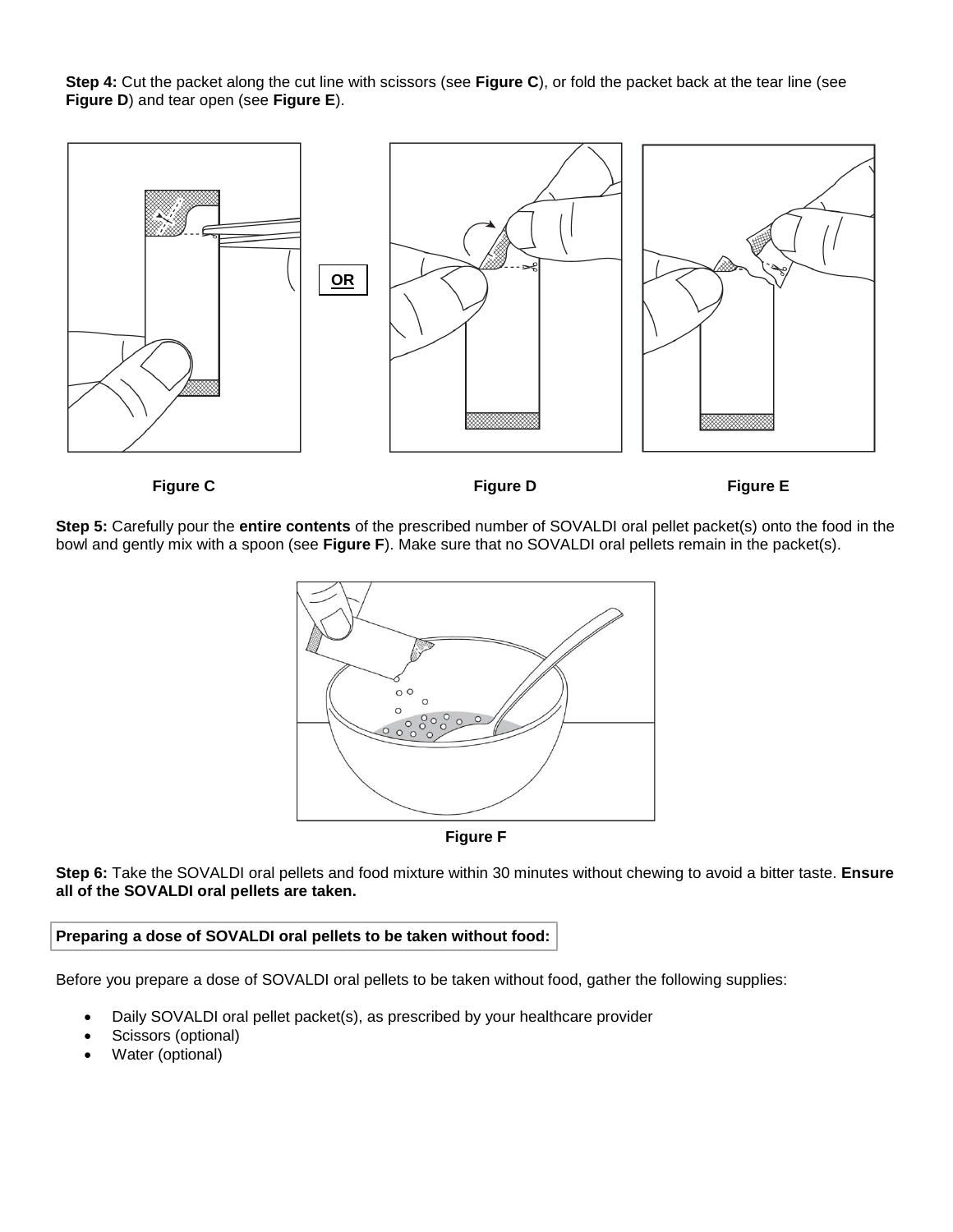**Step 4:** Cut the packet along the cut line with scissors (see **Figure C**), or fold the packet back at the tear line (see **Figure D**) and tear open (see **Figure E**).

**OR**

**Figure C** **Figure D** **Figure E**

**Step 5:** Carefully pour the **entire contents** of the prescribed number of SOVALDI oral pellet packet(s) onto the food in the bowl and gently mix with a spoon (see **Figure F**). Make sure that no SOVALDI oral pellets remain in the packet(s).

**Figure F**

**Step 6:** Take the SOVALDI oral pellets and food mixture within 30 minutes without chewing to avoid a bitter taste. **Ensure all of the SOVALDI oral pellets are taken.**

**Preparing a dose of SOVALDI oral pellets to be taken without food:**

Before you prepare a dose of SOVALDI oral pellets to be taken without food, gather the following supplies:

- Daily SOVALDI oral pellet packet(s), as prescribed by your healthcare provider
- Scissors (optional)
- Water (optional)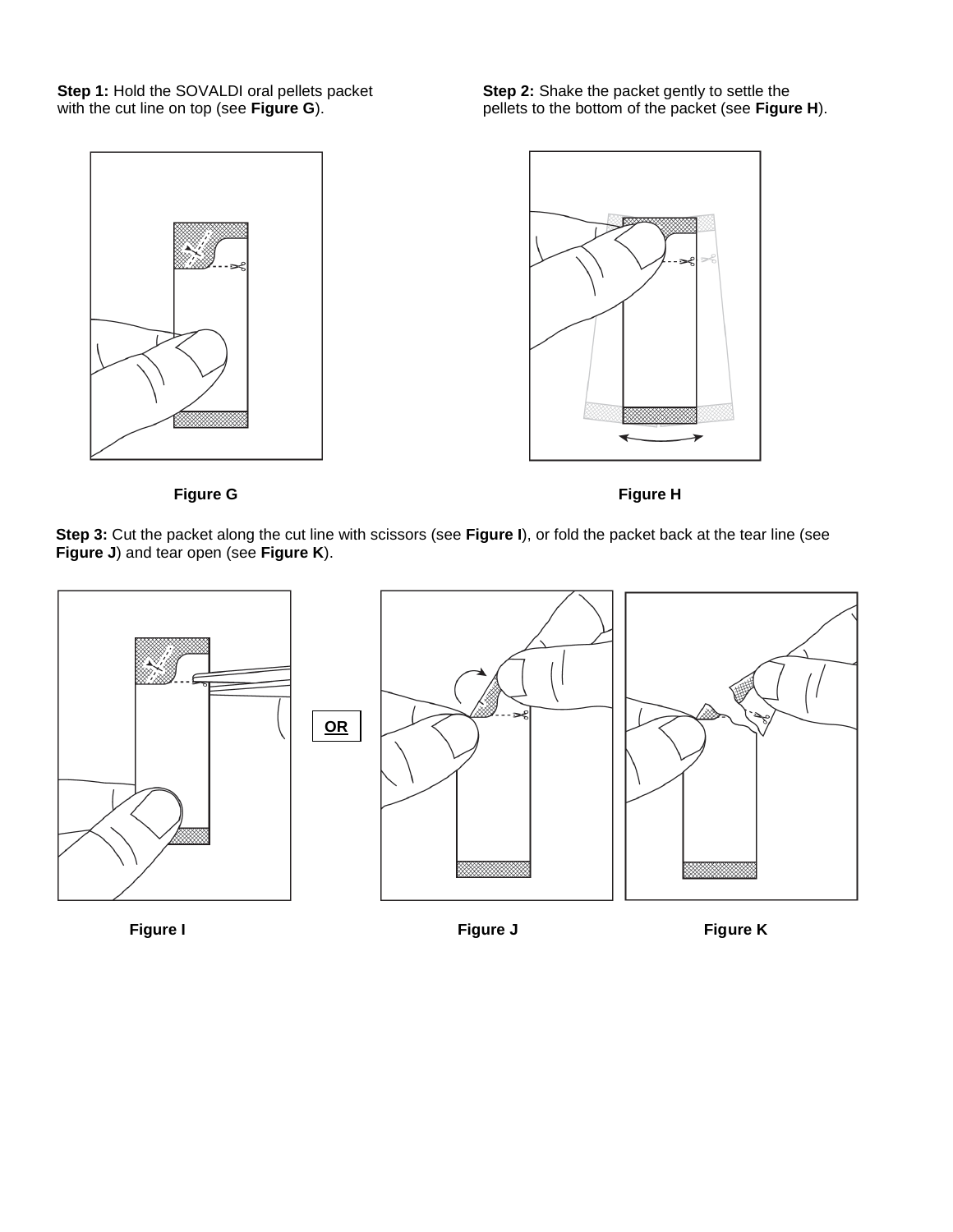**Step 1:** Hold the SOVALDI oral pellets packet with the cut line on top (see **Figure G**).

**Step 2:** Shake the packet gently to settle the pellets to the bottom of the packet (see **Figure H**).

**Figure G**

**Figure H**

**Step 3:** Cut the packet along the cut line with scissors (see **Figure I**), or fold the packet back at the tear line (see **Figure J**) and tear open (see **Figure K**).

**Figure I**

**OR**

**Figure J**

**Figure K**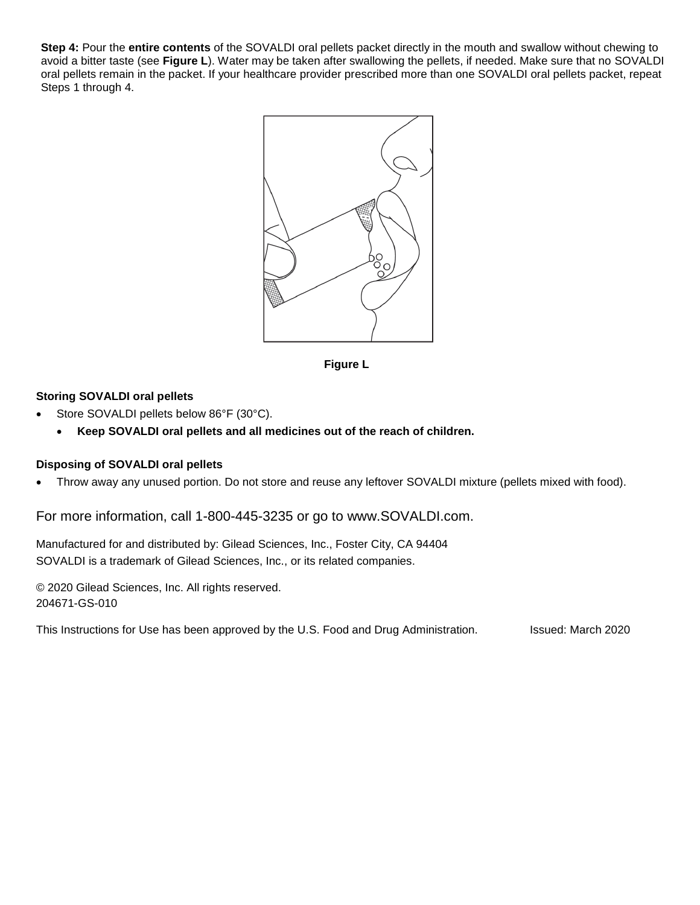**Step 4:** Pour the **entire contents** of the SOVALDI oral pellets packet directly in the mouth and swallow without chewing to avoid a bitter taste (see **Figure L**). Water may be taken after swallowing the pellets, if needed. Make sure that no SOVALDI oral pellets remain in the packet. If your healthcare provider prescribed more than one SOVALDI oral pellets packet, repeat Steps 1 through 4.

**Figure L**

**Storing SOVALDI oral pellets**

- Store SOVALDI pellets below 86°F (30°C).
  - **Keep SOVALDI oral pellets and all medicines out of the reach of children.**

**Disposing of SOVALDI oral pellets**

- Throw away any unused portion. Do not store and reuse any leftover SOVALDI mixture (pellets mixed with food).

For more information, call 1-800-445-3235 or go to www.SOVALDI.com.

Manufactured for and distributed by: Gilead Sciences, Inc., Foster City, CA 94404
SOVALDI is a trademark of Gilead Sciences, Inc., or its related companies.

© 2020 Gilead Sciences, Inc. All rights reserved.
204671-GS-010

This Instructions for Use has been approved by the U.S. Food and Drug Administration. Issued: March 2020